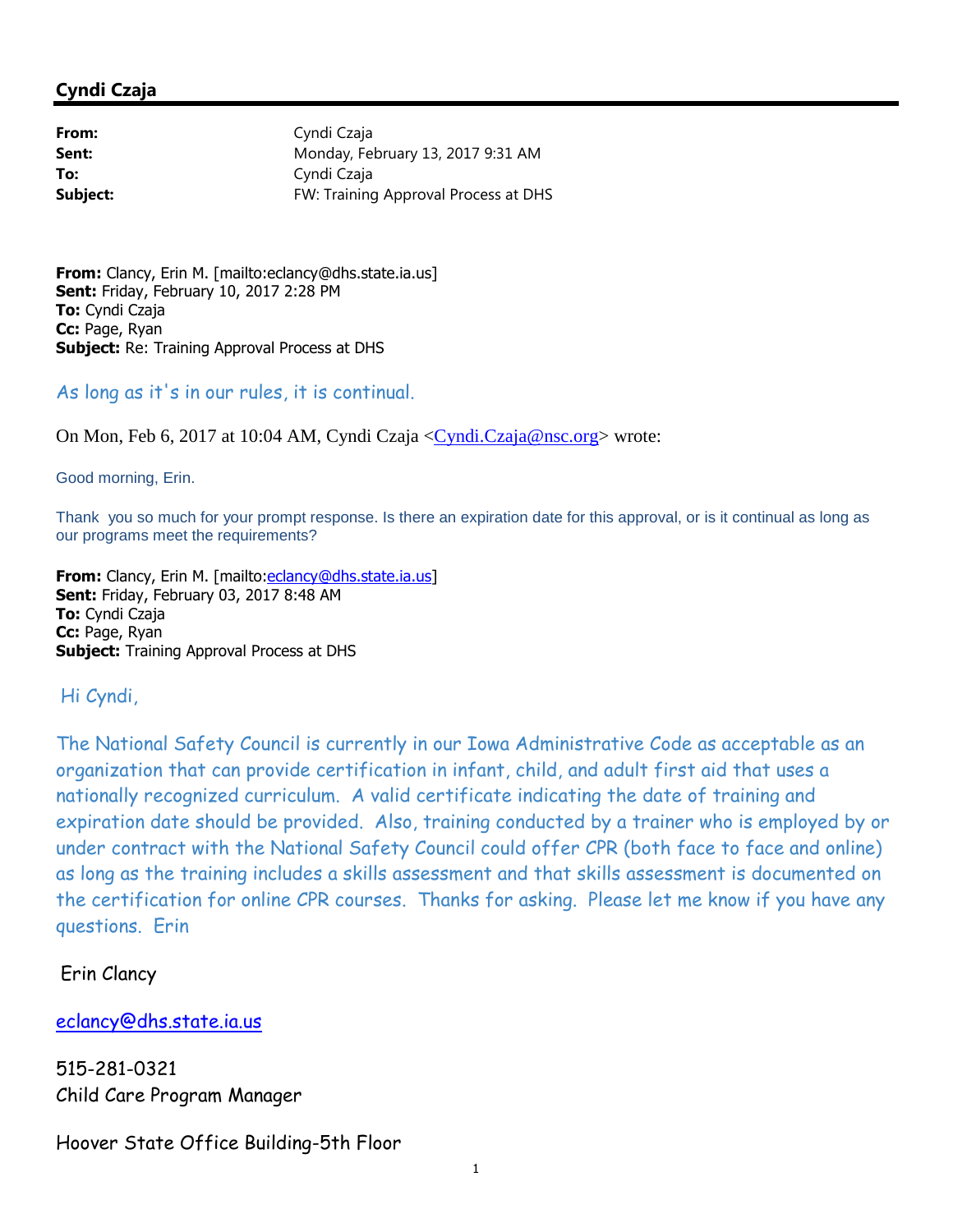## Cyndi Czaja

**From:** Cyndi Czaja
**Sent:** Monday, February 13, 2017 9:31 AM
**To:** Cyndi Czaja
**Subject:** FW: Training Approval Process at DHS

**From:** Clancy, Erin M. [mailto:eclancy@dhs.state.ia.us]
**Sent:** Friday, February 10, 2017 2:28 PM
**To:** Cyndi Czaja
**Cc:** Page, Ryan
**Subject:** Re: Training Approval Process at DHS

As long as it's in our rules, it is continual.

On Mon, Feb 6, 2017 at 10:04 AM, Cyndi Czaja <Cyndi.Czaja@nsc.org> wrote:

Good morning, Erin.

Thank you so much for your prompt response. Is there an expiration date for this approval, or is it continual as long as our programs meet the requirements?

**From:** Clancy, Erin M. [mailto:eclancy@dhs.state.ia.us]
**Sent:** Friday, February 03, 2017 8:48 AM
**To:** Cyndi Czaja
**Cc:** Page, Ryan
**Subject:** Training Approval Process at DHS

Hi Cyndi,

The National Safety Council is currently in our Iowa Administrative Code as acceptable as an organization that can provide certification in infant, child, and adult first aid that uses a nationally recognized curriculum. A valid certificate indicating the date of training and expiration date should be provided. Also, training conducted by a trainer who is employed by or under contract with the National Safety Council could offer CPR (both face to face and online) as long as the training includes a skills assessment and that skills assessment is documented on the certification for online CPR courses. Thanks for asking. Please let me know if you have any questions. Erin

Erin Clancy

eclancy@dhs.state.ia.us

515-281-0321
Child Care Program Manager

Hoover State Office Building-5th Floor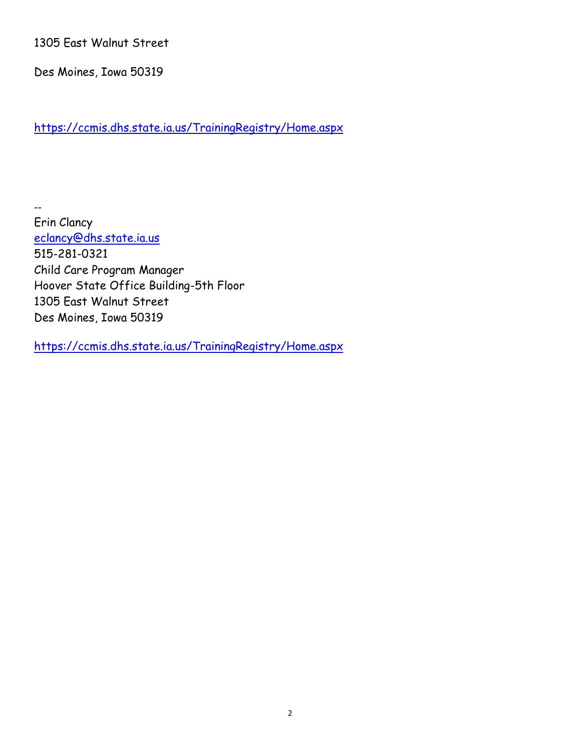1305 East Walnut Street

Des Moines, Iowa 50319

https://ccmis.dhs.state.ia.us/TrainingRegistry/Home.aspx

--
Erin Clancy
eclancy@dhs.state.ia.us
515-281-0321
Child Care Program Manager
Hoover State Office Building-5th Floor
1305 East Walnut Street
Des Moines, Iowa 50319

https://ccmis.dhs.state.ia.us/TrainingRegistry/Home.aspx